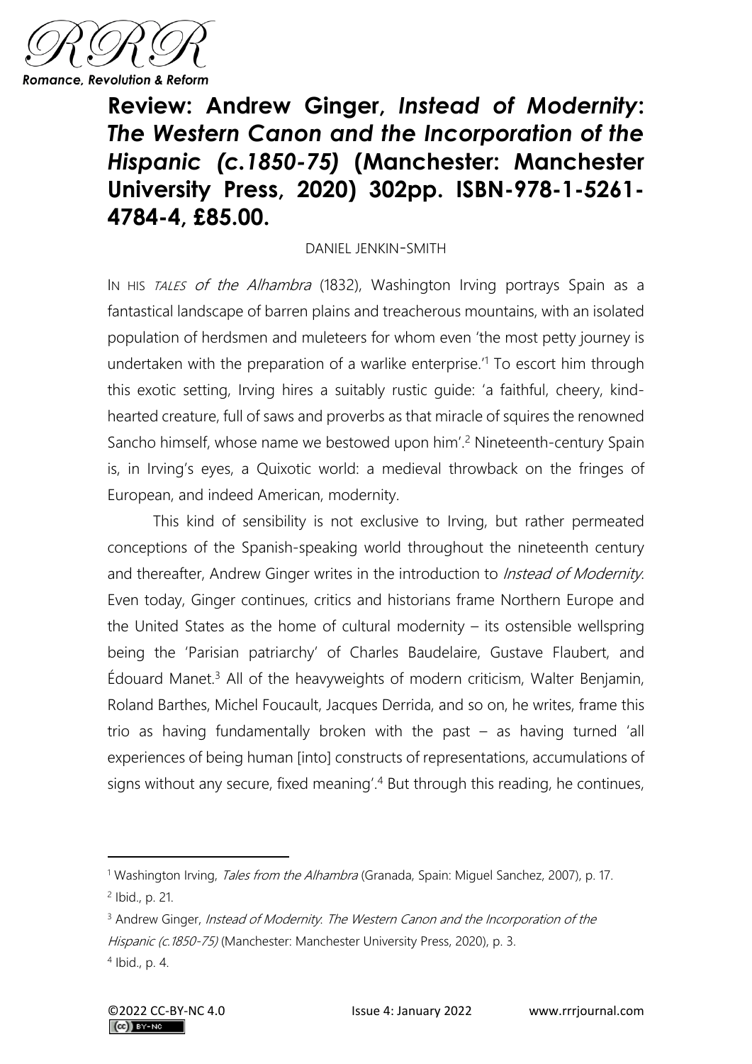# Review: Andrew Ginger, *Instead of Modernity: The Western Canon and the Incorporation of the Hispanic (c.1850-75)* (Manchester: Manchester University Press, 2020) 302pp. ISBN-978-1-5261-4784-4, £85.00.

DANIEL JENKIN-SMITH

IN HIS *TALES of the Alhambra* (1832), Washington Irving portrays Spain as a fantastical landscape of barren plains and treacherous mountains, with an isolated population of herdsmen and muleteers for whom even 'the most petty journey is undertaken with the preparation of a warlike enterprise.'[1] To escort him through this exotic setting, Irving hires a suitably rustic guide: 'a faithful, cheery, kind-hearted creature, full of saws and proverbs as that miracle of squires the renowned Sancho himself, whose name we bestowed upon him'.[2] Nineteenth-century Spain is, in Irving's eyes, a Quixotic world: a medieval throwback on the fringes of European, and indeed American, modernity.

This kind of sensibility is not exclusive to Irving, but rather permeated conceptions of the Spanish-speaking world throughout the nineteenth century and thereafter, Andrew Ginger writes in the introduction to *Instead of Modernity*. Even today, Ginger continues, critics and historians frame Northern Europe and the United States as the home of cultural modernity – its ostensible wellspring being the 'Parisian patriarchy' of Charles Baudelaire, Gustave Flaubert, and Édouard Manet.[3] All of the heavyweights of modern criticism, Walter Benjamin, Roland Barthes, Michel Foucault, Jacques Derrida, and so on, he writes, frame this trio as having fundamentally broken with the past – as having turned 'all experiences of being human [into] constructs of representations, accumulations of signs without any secure, fixed meaning'.[4] But through this reading, he continues,

---

[1] Washington Irving, *Tales from the Alhambra* (Granada, Spain: Miguel Sanchez, 2007), p. 17.

[2] Ibid., p. 21.

[3] Andrew Ginger, *Instead of Modernity. The Western Canon and the Incorporation of the Hispanic (c.1850-75)* (Manchester: Manchester University Press, 2020), p. 3.

[4] Ibid., p. 4.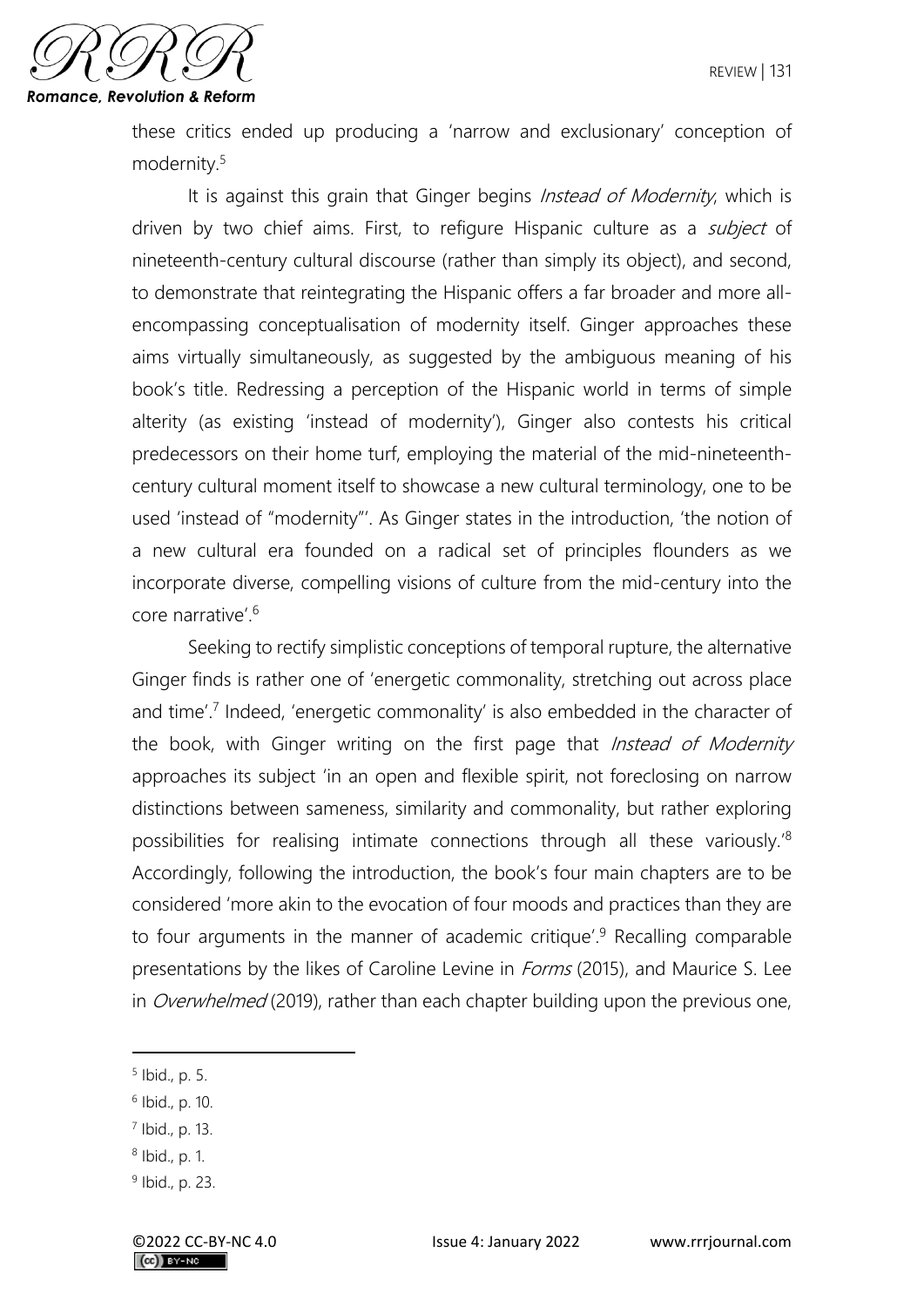these critics ended up producing a 'narrow and exclusionary' conception of modernity.[5]

It is against this grain that Ginger begins *Instead of Modernity*, which is driven by two chief aims. First, to refigure Hispanic culture as a *subject* of nineteenth-century cultural discourse (rather than simply its object), and second, to demonstrate that reintegrating the Hispanic offers a far broader and more all-encompassing conceptualisation of modernity itself. Ginger approaches these aims virtually simultaneously, as suggested by the ambiguous meaning of his book's title. Redressing a perception of the Hispanic world in terms of simple alterity (as existing 'instead of modernity'), Ginger also contests his critical predecessors on their home turf, employing the material of the mid-nineteenth-century cultural moment itself to showcase a new cultural terminology, one to be used 'instead of "modernity"'. As Ginger states in the introduction, 'the notion of a new cultural era founded on a radical set of principles flounders as we incorporate diverse, compelling visions of culture from the mid-century into the core narrative'.[6]

Seeking to rectify simplistic conceptions of temporal rupture, the alternative Ginger finds is rather one of 'energetic commonality, stretching out across place and time'.[7] Indeed, 'energetic commonality' is also embedded in the character of the book, with Ginger writing on the first page that *Instead of Modernity* approaches its subject 'in an open and flexible spirit, not foreclosing on narrow distinctions between sameness, similarity and commonality, but rather exploring possibilities for realising intimate connections through all these variously.'[8] Accordingly, following the introduction, the book's four main chapters are to be considered 'more akin to the evocation of four moods and practices than they are to four arguments in the manner of academic critique'.[9] Recalling comparable presentations by the likes of Caroline Levine in *Forms* (2015), and Maurice S. Lee in *Overwhelmed* (2019), rather than each chapter building upon the previous one,

---

[5] Ibid., p. 5.

[6] Ibid., p. 10.

[7] Ibid., p. 13.

[8] Ibid., p. 1.

[9] Ibid., p. 23.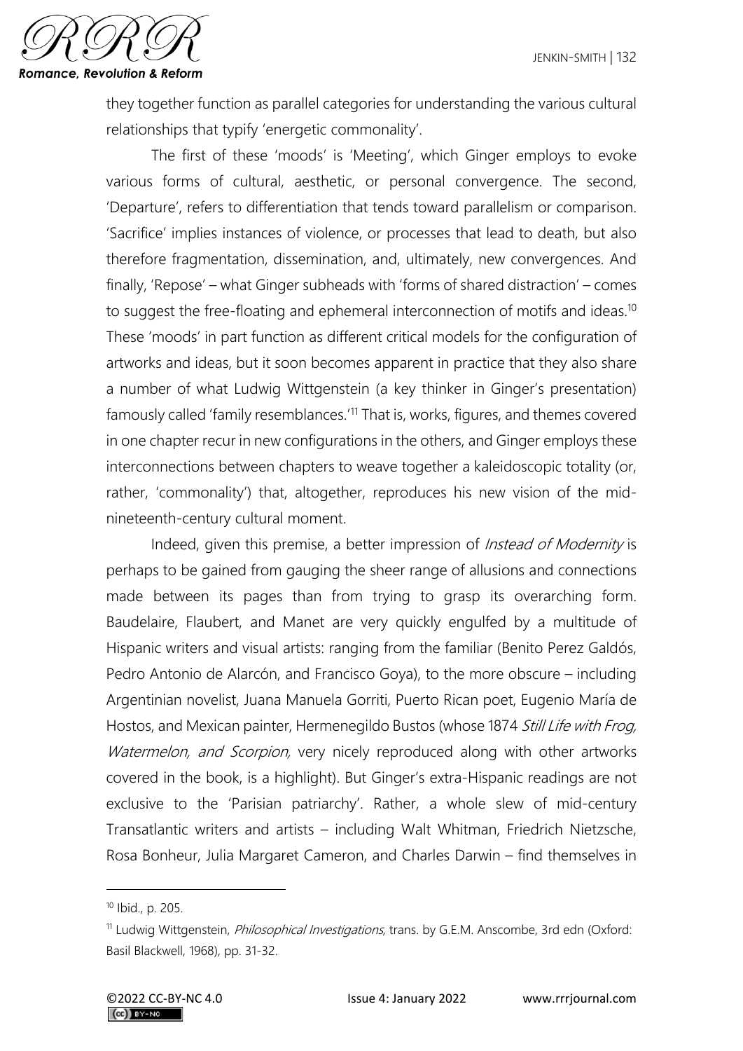they together function as parallel categories for understanding the various cultural relationships that typify 'energetic commonality'.

The first of these 'moods' is 'Meeting', which Ginger employs to evoke various forms of cultural, aesthetic, or personal convergence. The second, 'Departure', refers to differentiation that tends toward parallelism or comparison. 'Sacrifice' implies instances of violence, or processes that lead to death, but also therefore fragmentation, dissemination, and, ultimately, new convergences. And finally, 'Repose' – what Ginger subheads with 'forms of shared distraction' – comes to suggest the free-floating and ephemeral interconnection of motifs and ideas.[10] These 'moods' in part function as different critical models for the configuration of artworks and ideas, but it soon becomes apparent in practice that they also share a number of what Ludwig Wittgenstein (a key thinker in Ginger's presentation) famously called 'family resemblances.'[11] That is, works, figures, and themes covered in one chapter recur in new configurations in the others, and Ginger employs these interconnections between chapters to weave together a kaleidoscopic totality (or, rather, 'commonality') that, altogether, reproduces his new vision of the mid-nineteenth-century cultural moment.

Indeed, given this premise, a better impression of *Instead of Modernity* is perhaps to be gained from gauging the sheer range of allusions and connections made between its pages than from trying to grasp its overarching form. Baudelaire, Flaubert, and Manet are very quickly engulfed by a multitude of Hispanic writers and visual artists: ranging from the familiar (Benito Perez Galdós, Pedro Antonio de Alarcón, and Francisco Goya), to the more obscure – including Argentinian novelist, Juana Manuela Gorriti, Puerto Rican poet, Eugenio María de Hostos, and Mexican painter, Hermenegildo Bustos (whose 1874 *Still Life with Frog, Watermelon, and Scorpion,* very nicely reproduced along with other artworks covered in the book, is a highlight). But Ginger's extra-Hispanic readings are not exclusive to the 'Parisian patriarchy'. Rather, a whole slew of mid-century Transatlantic writers and artists – including Walt Whitman, Friedrich Nietzsche, Rosa Bonheur, Julia Margaret Cameron, and Charles Darwin – find themselves in

---

[10] Ibid., p. 205.

[11] Ludwig Wittgenstein, *Philosophical Investigations*, trans. by G.E.M. Anscombe, 3rd edn (Oxford: Basil Blackwell, 1968), pp. 31-32.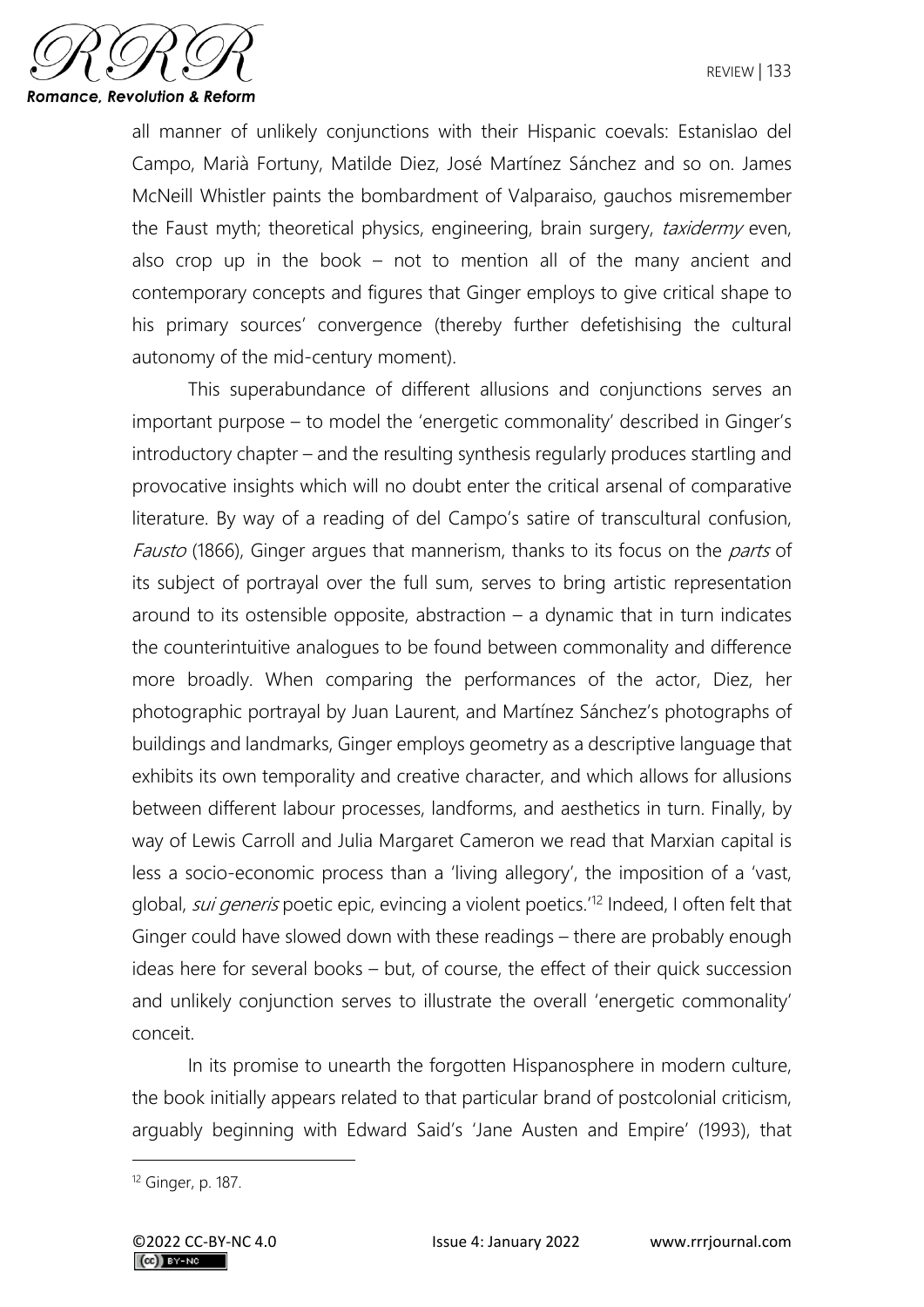all manner of unlikely conjunctions with their Hispanic coevals: Estanislao del Campo, Marià Fortuny, Matilde Diez, José Martínez Sánchez and so on. James McNeill Whistler paints the bombardment of Valparaiso, gauchos misremember the Faust myth; theoretical physics, engineering, brain surgery, *taxidermy* even, also crop up in the book – not to mention all of the many ancient and contemporary concepts and figures that Ginger employs to give critical shape to his primary sources' convergence (thereby further defetishising the cultural autonomy of the mid-century moment).

This superabundance of different allusions and conjunctions serves an important purpose – to model the 'energetic commonality' described in Ginger's introductory chapter – and the resulting synthesis regularly produces startling and provocative insights which will no doubt enter the critical arsenal of comparative literature. By way of a reading of del Campo's satire of transcultural confusion, *Fausto* (1866), Ginger argues that mannerism, thanks to its focus on the *parts* of its subject of portrayal over the full sum, serves to bring artistic representation around to its ostensible opposite, abstraction – a dynamic that in turn indicates the counterintuitive analogues to be found between commonality and difference more broadly. When comparing the performances of the actor, Diez, her photographic portrayal by Juan Laurent, and Martínez Sánchez's photographs of buildings and landmarks, Ginger employs geometry as a descriptive language that exhibits its own temporality and creative character, and which allows for allusions between different labour processes, landforms, and aesthetics in turn. Finally, by way of Lewis Carroll and Julia Margaret Cameron we read that Marxian capital is less a socio-economic process than a 'living allegory', the imposition of a 'vast, global, *sui generis* poetic epic, evincing a violent poetics.'[12] Indeed, I often felt that Ginger could have slowed down with these readings – there are probably enough ideas here for several books – but, of course, the effect of their quick succession and unlikely conjunction serves to illustrate the overall 'energetic commonality' conceit.

In its promise to unearth the forgotten Hispanosphere in modern culture, the book initially appears related to that particular brand of postcolonial criticism, arguably beginning with Edward Said's 'Jane Austen and Empire' (1993), that

---

[12] Ginger, p. 187.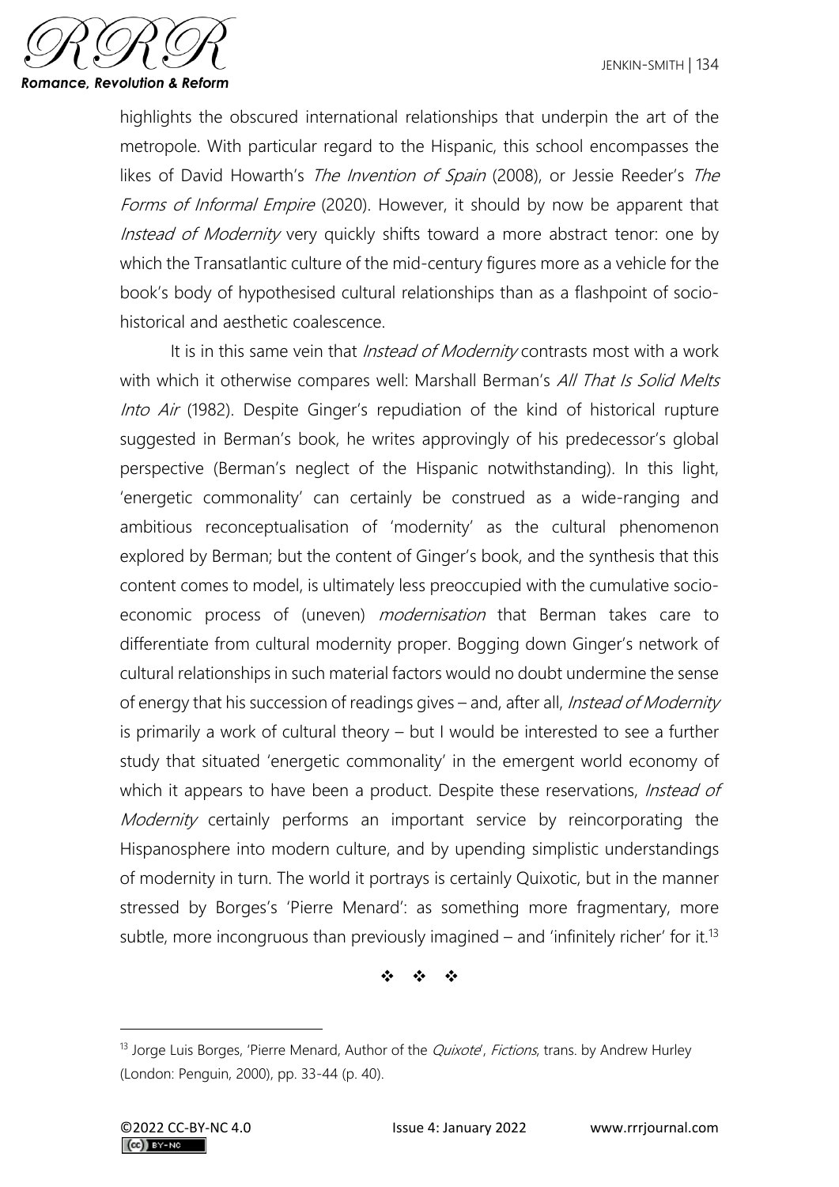highlights the obscured international relationships that underpin the art of the metropole. With particular regard to the Hispanic, this school encompasses the likes of David Howarth's *The Invention of Spain* (2008), or Jessie Reeder's *The Forms of Informal Empire* (2020). However, it should by now be apparent that *Instead of Modernity* very quickly shifts toward a more abstract tenor: one by which the Transatlantic culture of the mid-century figures more as a vehicle for the book's body of hypothesised cultural relationships than as a flashpoint of socio-historical and aesthetic coalescence.

It is in this same vein that *Instead of Modernity* contrasts most with a work with which it otherwise compares well: Marshall Berman's *All That Is Solid Melts Into Air* (1982). Despite Ginger's repudiation of the kind of historical rupture suggested in Berman's book, he writes approvingly of his predecessor's global perspective (Berman's neglect of the Hispanic notwithstanding). In this light, 'energetic commonality' can certainly be construed as a wide-ranging and ambitious reconceptualisation of 'modernity' as the cultural phenomenon explored by Berman; but the content of Ginger's book, and the synthesis that this content comes to model, is ultimately less preoccupied with the cumulative socio-economic process of (uneven) *modernisation* that Berman takes care to differentiate from cultural modernity proper. Bogging down Ginger's network of cultural relationships in such material factors would no doubt undermine the sense of energy that his succession of readings gives – and, after all, *Instead of Modernity* is primarily a work of cultural theory – but I would be interested to see a further study that situated 'energetic commonality' in the emergent world economy of which it appears to have been a product. Despite these reservations, *Instead of Modernity* certainly performs an important service by reincorporating the Hispanosphere into modern culture, and by upending simplistic understandings of modernity in turn. The world it portrays is certainly Quixotic, but in the manner stressed by Borges's 'Pierre Menard': as something more fragmentary, more subtle, more incongruous than previously imagined – and 'infinitely richer' for it.[13]

❖ ❖ ❖

---

[13] Jorge Luis Borges, 'Pierre Menard, Author of the *Quixote*', *Fictions*, trans. by Andrew Hurley (London: Penguin, 2000), pp. 33-44 (p. 40).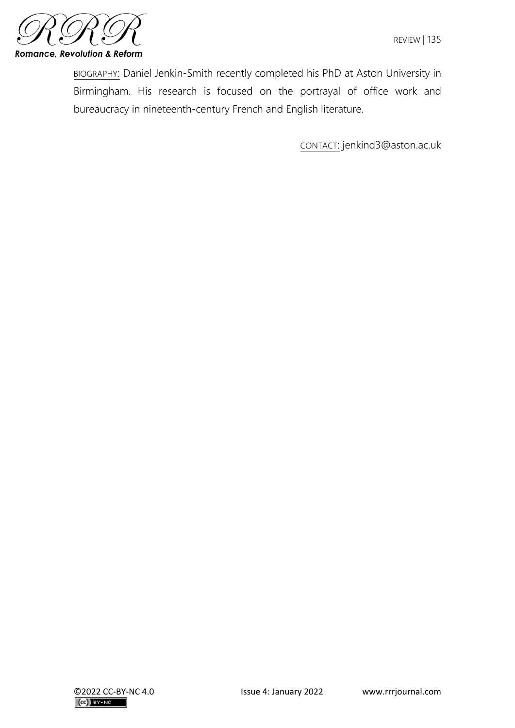BIOGRAPHY: Daniel Jenkin-Smith recently completed his PhD at Aston University in Birmingham. His research is focused on the portrayal of office work and bureaucracy in nineteenth-century French and English literature.

CONTACT: jenkind3@aston.ac.uk